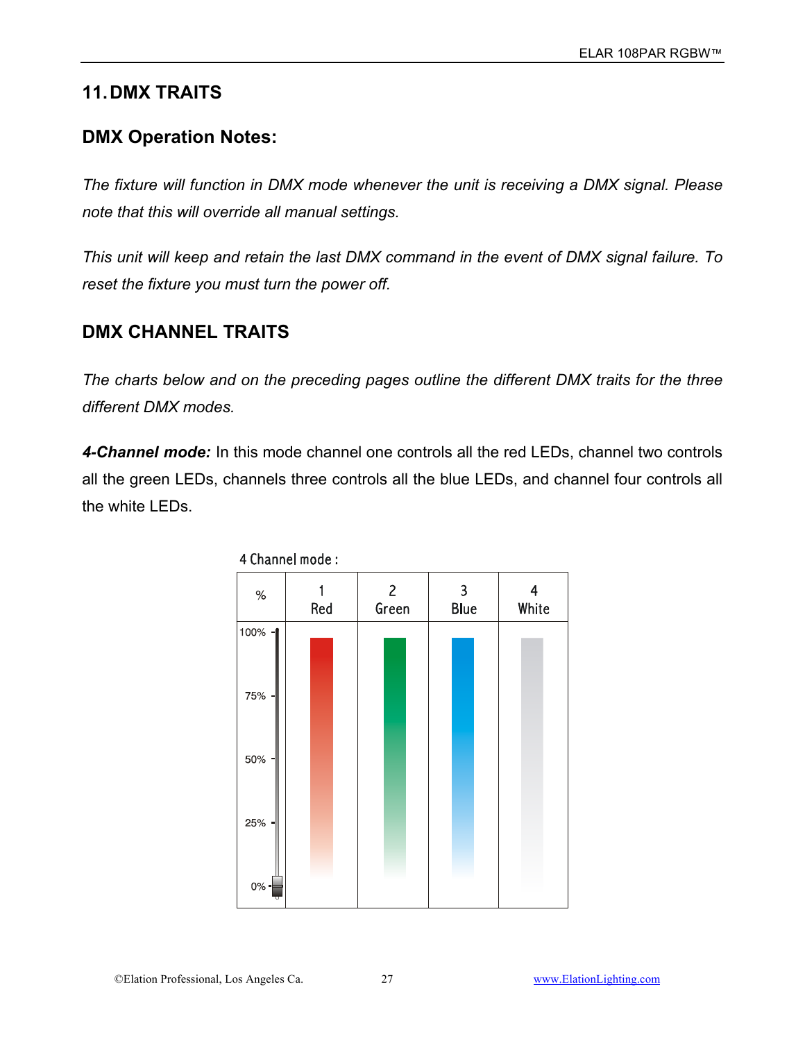## 11. DMX TRAITS

### DMX Operation Notes:

*The fixture will function in DMX mode whenever the unit is receiving a DMX signal. Please note that this will override all manual settings.*

*This unit will keep and retain the last DMX command in the event of DMX signal failure. To reset the fixture you must turn the power off.*

### DMX CHANNEL TRAITS

*The charts below and on the preceding pages outline the different DMX traits for the three different DMX modes.*

***4-Channel mode:*** In this mode channel one controls all the red LEDs, channel two controls all the green LEDs, channels three controls all the blue LEDs, and channel four controls all the white LEDs.

4 Channel mode :

| % | 1 Red | 2 Green | 3 Blue | 4 White |
|---|---|---|---|---|
| 100% – 0% | | | | |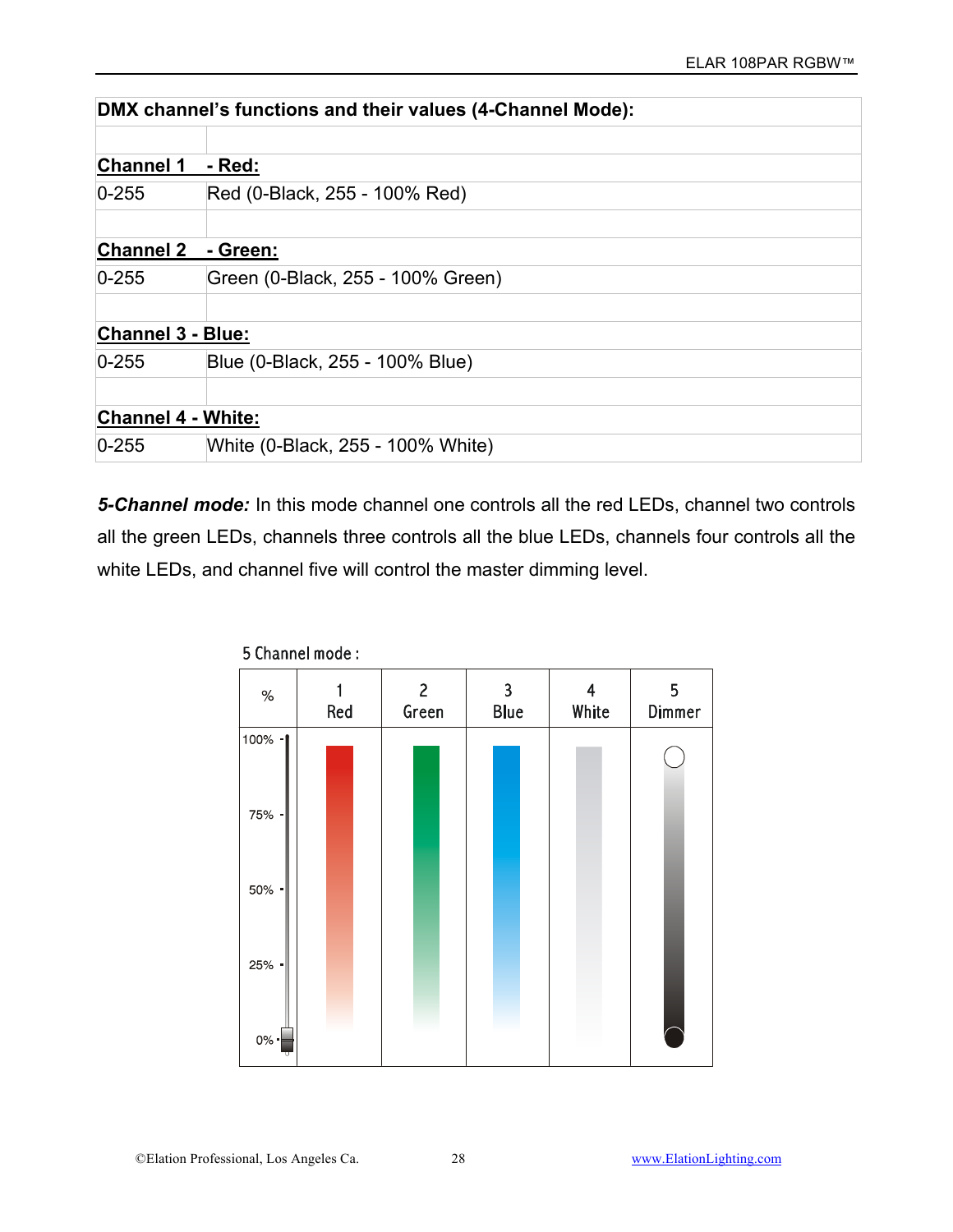| DMX channel's functions and their values (4-Channel Mode): | |
|---|---|
| | |
| **Channel 1** | **- Red:** |
| 0-255 | Red (0-Black, 255 - 100% Red) |
| | |
| **Channel 2** | **- Green:** |
| 0-255 | Green (0-Black, 255 - 100% Green) |
| | |
| **Channel 3 - Blue:** | |
| 0-255 | Blue (0-Black, 255 - 100% Blue) |
| | |
| **Channel 4 - White:** | |
| 0-255 | White (0-Black, 255 - 100% White) |

***5-Channel mode:*** In this mode channel one controls all the red LEDs, channel two controls all the green LEDs, channels three controls all the blue LEDs, channels four controls all the white LEDs, and channel five will control the master dimming level.

5 Channel mode :

| % | 1 Red | 2 Green | 3 Blue | 4 White | 5 Dimmer |
|---|---|---|---|---|---|
| 100% | | | | | |
| 75% | | | | | |
| 50% | | | | | |
| 25% | | | | | |
| 0% | | | | | |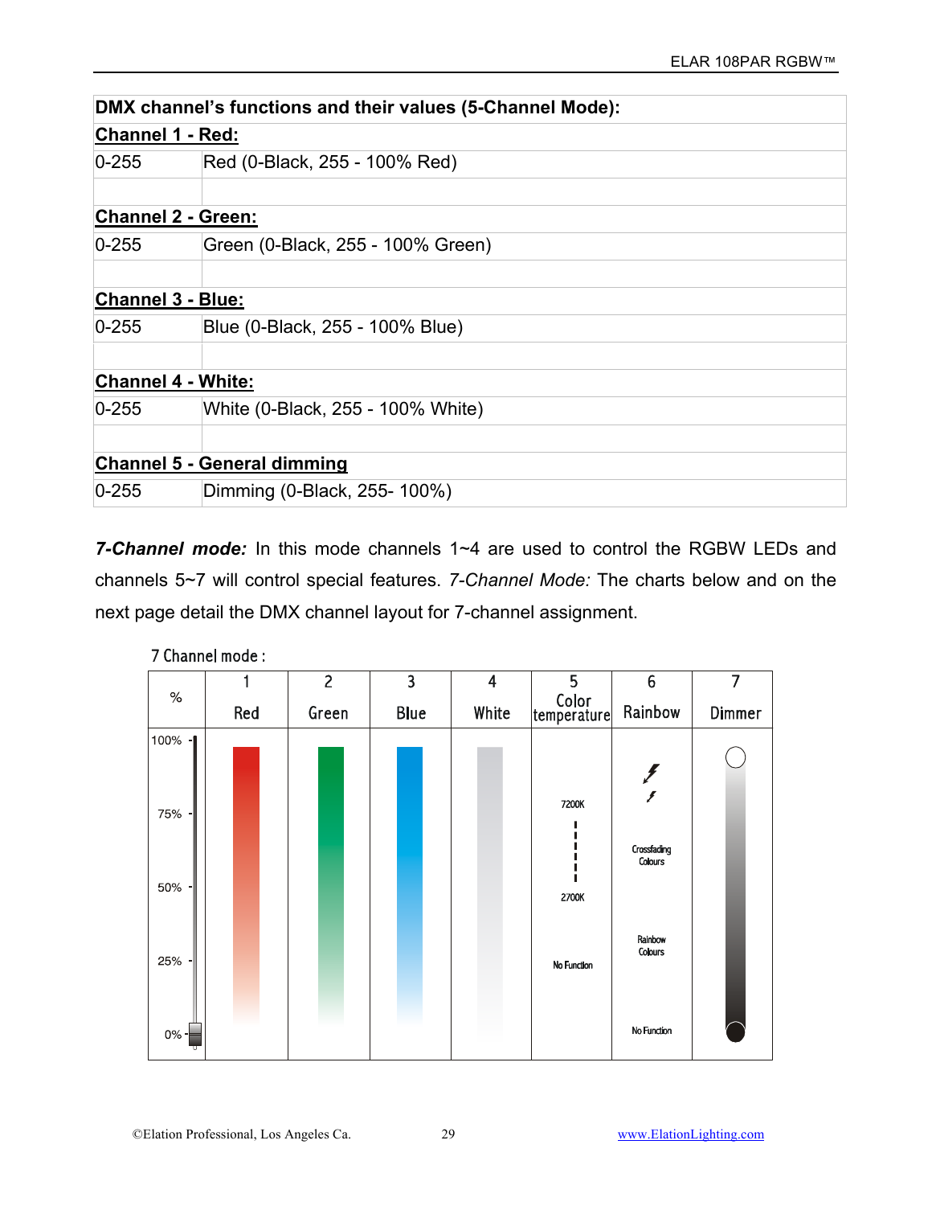| **DMX channel's functions and their values (5-Channel Mode):** | |
|---|---|
| **Channel 1 - Red:** | |
| 0-255 | Red (0-Black, 255 - 100% Red) |
| | |
| **Channel 2 - Green:** | |
| 0-255 | Green (0-Black, 255 - 100% Green) |
| | |
| **Channel 3 - Blue:** | |
| 0-255 | Blue (0-Black, 255 - 100% Blue) |
| | |
| **Channel 4 - White:** | |
| 0-255 | White (0-Black, 255 - 100% White) |
| | |
| **Channel 5 - General dimming** | |
| 0-255 | Dimming (0-Black, 255- 100%) |

***7-Channel mode:*** In this mode channels 1~4 are used to control the RGBW LEDs and channels 5~7 will control special features. *7-Channel Mode:* The charts below and on the next page detail the DMX channel layout for 7-channel assignment.

7 Channel mode :

| % | 1 Red | 2 Green | 3 Blue | 4 White | 5 Color temperature | 6 Rainbow | 7 Dimmer |
|---|---|---|---|---|---|---|---|
| 100% | | | | | | | |
| 75% | | | | | 7200K | Crossfading Colours | |
| 50% | | | | | 2700K | | |
| 25% | | | | | No Function | Rainbow Colours | |
| 0% | | | | | | No Function | |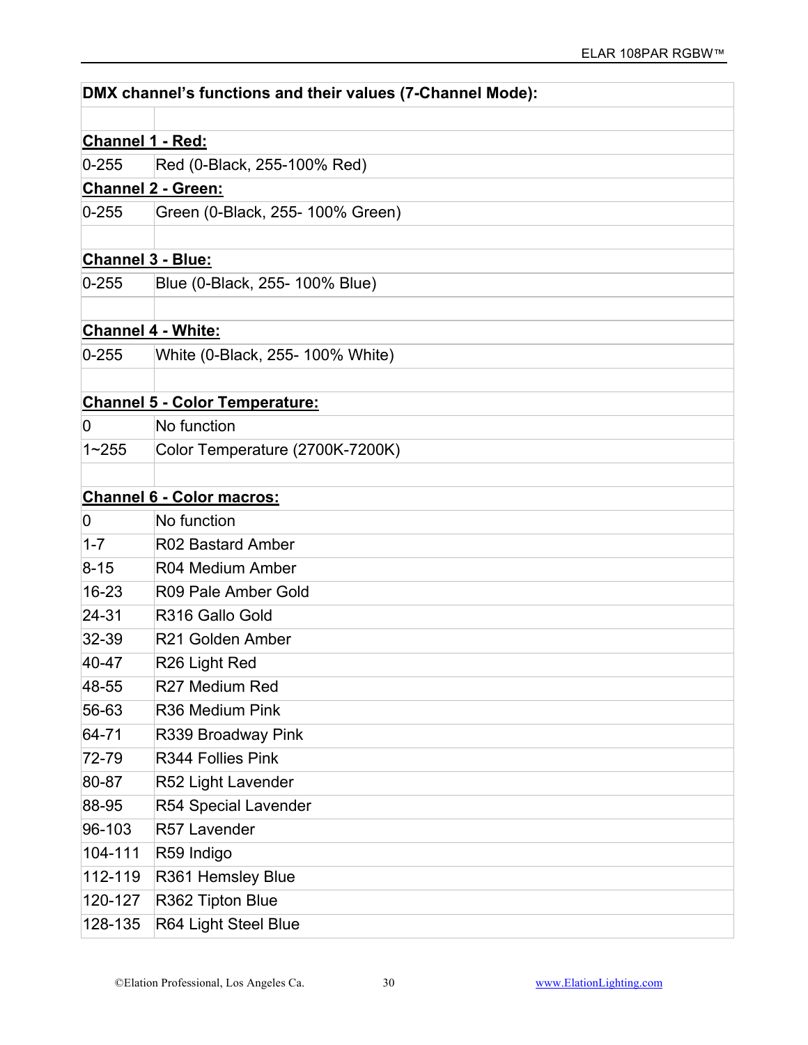| DMX channel's functions and their values (7-Channel Mode): | |
|---|---|
| | |
| **Channel 1 - Red:** | |
| 0-255 | Red (0-Black, 255-100% Red) |
| **Channel 2 - Green:** | |
| 0-255 | Green (0-Black, 255- 100% Green) |
| | |
| **Channel 3 - Blue:** | |
| 0-255 | Blue (0-Black, 255- 100% Blue) |
| | |
| **Channel 4 - White:** | |
| 0-255 | White (0-Black, 255- 100% White) |
| | |
| **Channel 5 - Color Temperature:** | |
| 0 | No function |
| 1~255 | Color Temperature (2700K-7200K) |
| | |
| **Channel 6 - Color macros:** | |
| 0 | No function |
| 1-7 | R02 Bastard Amber |
| 8-15 | R04 Medium Amber |
| 16-23 | R09 Pale Amber Gold |
| 24-31 | R316 Gallo Gold |
| 32-39 | R21 Golden Amber |
| 40-47 | R26 Light Red |
| 48-55 | R27 Medium Red |
| 56-63 | R36 Medium Pink |
| 64-71 | R339 Broadway Pink |
| 72-79 | R344 Follies Pink |
| 80-87 | R52 Light Lavender |
| 88-95 | R54 Special Lavender |
| 96-103 | R57 Lavender |
| 104-111 | R59 Indigo |
| 112-119 | R361 Hemsley Blue |
| 120-127 | R362 Tipton Blue |
| 128-135 | R64 Light Steel Blue |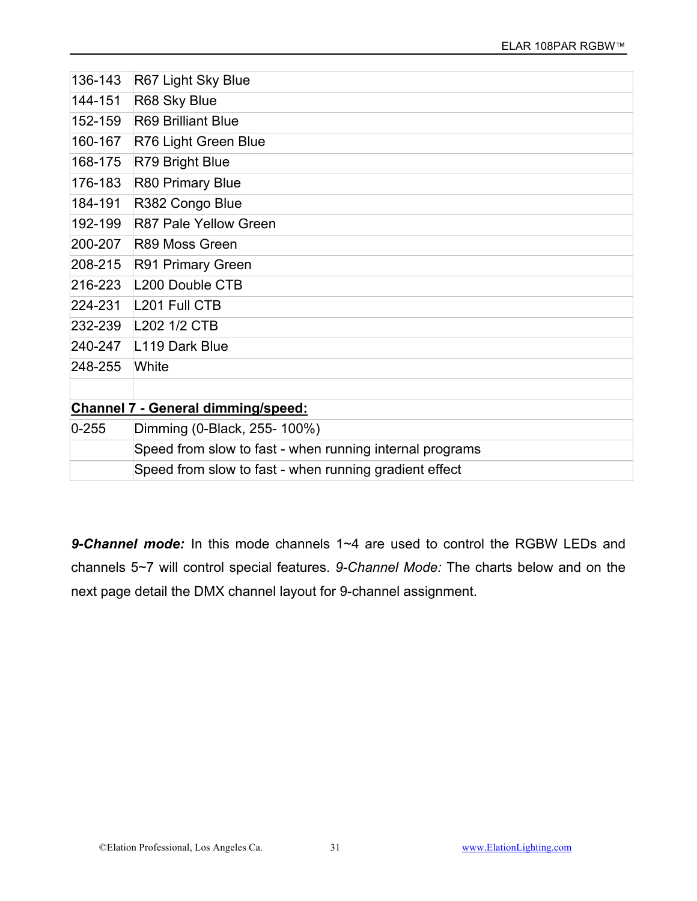| | |
|---|---|
| 136-143 | R67 Light Sky Blue |
| 144-151 | R68 Sky Blue |
| 152-159 | R69 Brilliant Blue |
| 160-167 | R76 Light Green Blue |
| 168-175 | R79 Bright Blue |
| 176-183 | R80 Primary Blue |
| 184-191 | R382 Congo Blue |
| 192-199 | R87 Pale Yellow Green |
| 200-207 | R89 Moss Green |
| 208-215 | R91 Primary Green |
| 216-223 | L200 Double CTB |
| 224-231 | L201 Full CTB |
| 232-239 | L202 1/2 CTB |
| 240-247 | L119 Dark Blue |
| 248-255 | White |
| | |
| **Channel 7 - General dimming/speed:** | |
| 0-255 | Dimming (0-Black, 255- 100%) |
| | Speed from slow to fast - when running internal programs |
| | Speed from slow to fast - when running gradient effect |

***9-Channel mode:*** In this mode channels 1~4 are used to control the RGBW LEDs and channels 5~7 will control special features. *9-Channel Mode:* The charts below and on the next page detail the DMX channel layout for 9-channel assignment.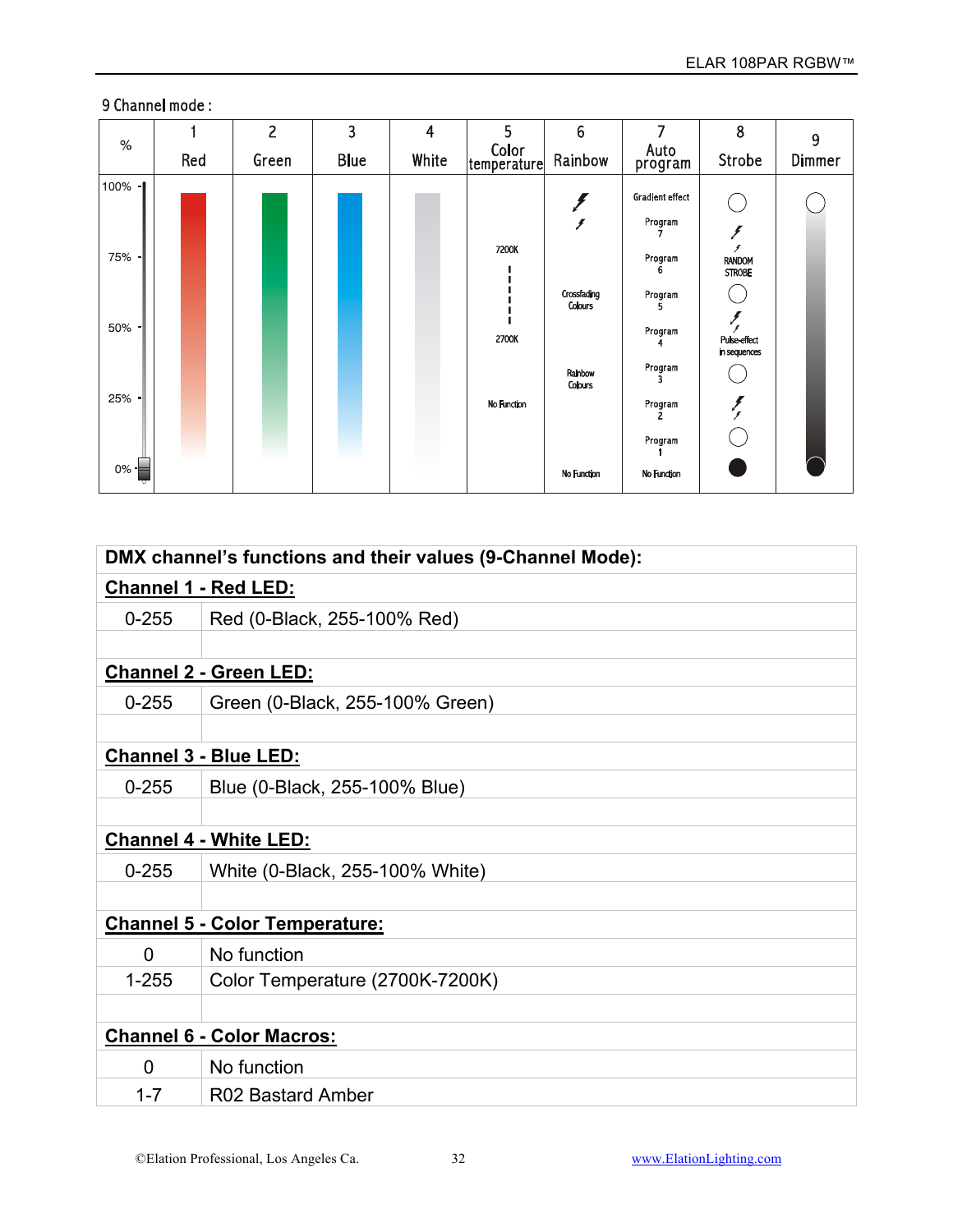9 Channel mode :

| % | 1 Red | 2 Green | 3 Blue | 4 White | 5 Color temperature | 6 Rainbow | 7 Auto program | 8 Strobe | 9 Dimmer |
|---|---|---|---|---|---|---|---|---|---|
| 100% | | | | | | | Gradient effect | | |
| | | | | | | | Program 7 | | |
| 75% | | | | | 7200K | | Program 6 | RANDOM STROBE | |
| | | | | | | Crossfading Colours | Program 5 | | |
| 50% | | | | | 2700K | | Program 4 | Pulse-effect in sequences | |
| | | | | | | Rainbow Colours | Program 3 | | |
| 25% | | | | | No Function | | Program 2 | | |
| | | | | | | | Program 1 | | |
| 0% | | | | | | No Function | No Function | | |

| DMX channel's functions and their values (9-Channel Mode): | |
|---|---|
| **Channel 1 - Red LED:** | |
| 0-255 | Red (0-Black, 255-100% Red) |
| | |
| **Channel 2 - Green LED:** | |
| 0-255 | Green (0-Black, 255-100% Green) |
| | |
| **Channel 3 - Blue LED:** | |
| 0-255 | Blue (0-Black, 255-100% Blue) |
| | |
| **Channel 4 - White LED:** | |
| 0-255 | White (0-Black, 255-100% White) |
| | |
| **Channel 5 - Color Temperature:** | |
| 0 | No function |
| 1-255 | Color Temperature (2700K-7200K) |
| | |
| **Channel 6 - Color Macros:** | |
| 0 | No function |
| 1-7 | R02 Bastard Amber |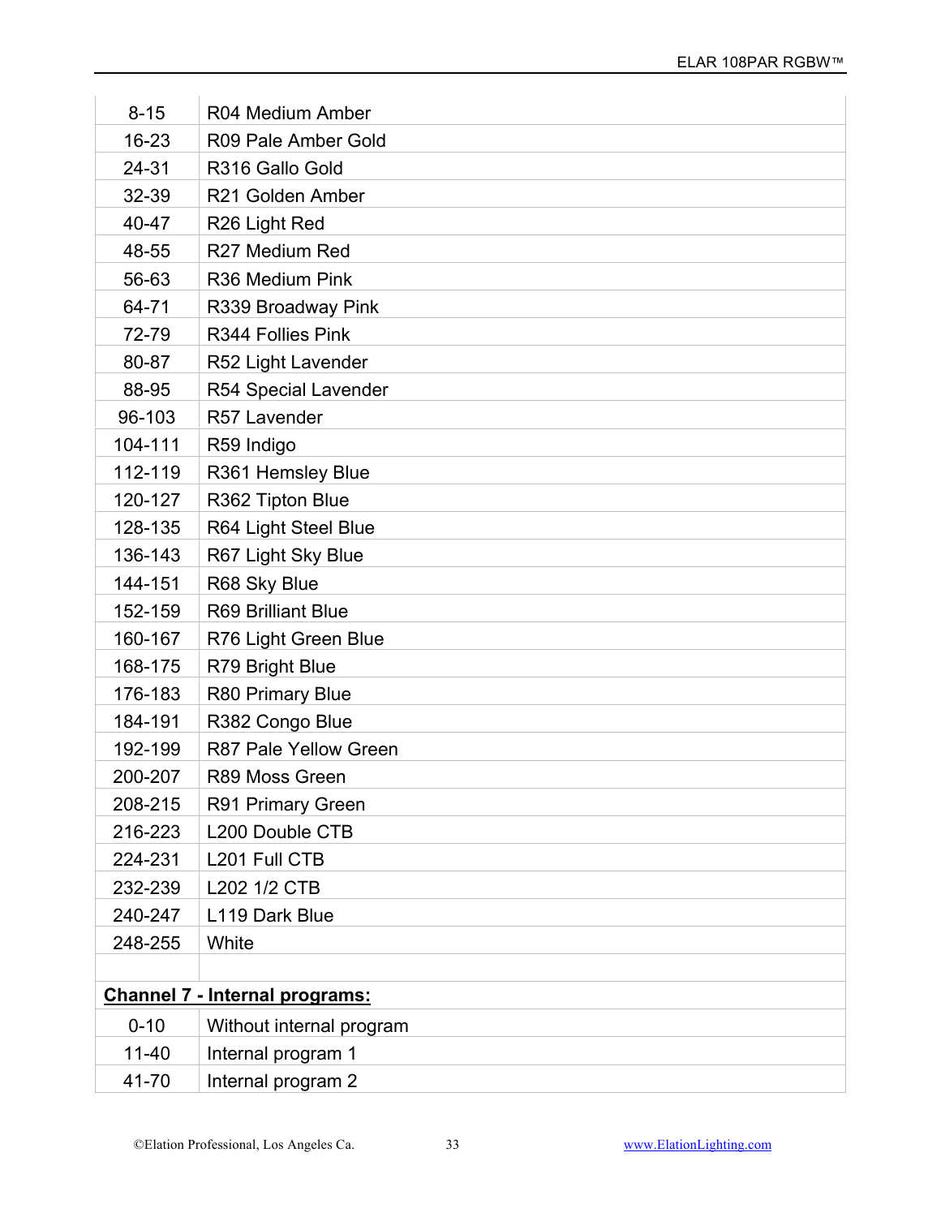| | |
|---|---|
| 8-15 | R04 Medium Amber |
| 16-23 | R09 Pale Amber Gold |
| 24-31 | R316 Gallo Gold |
| 32-39 | R21 Golden Amber |
| 40-47 | R26 Light Red |
| 48-55 | R27 Medium Red |
| 56-63 | R36 Medium Pink |
| 64-71 | R339 Broadway Pink |
| 72-79 | R344 Follies Pink |
| 80-87 | R52 Light Lavender |
| 88-95 | R54 Special Lavender |
| 96-103 | R57 Lavender |
| 104-111 | R59 Indigo |
| 112-119 | R361 Hemsley Blue |
| 120-127 | R362 Tipton Blue |
| 128-135 | R64 Light Steel Blue |
| 136-143 | R67 Light Sky Blue |
| 144-151 | R68 Sky Blue |
| 152-159 | R69 Brilliant Blue |
| 160-167 | R76 Light Green Blue |
| 168-175 | R79 Bright Blue |
| 176-183 | R80 Primary Blue |
| 184-191 | R382 Congo Blue |
| 192-199 | R87 Pale Yellow Green |
| 200-207 | R89 Moss Green |
| 208-215 | R91 Primary Green |
| 216-223 | L200 Double CTB |
| 224-231 | L201 Full CTB |
| 232-239 | L202 1/2 CTB |
| 240-247 | L119 Dark Blue |
| 248-255 | White |
| | |
| **Channel 7 - Internal programs:** | |
| 0-10 | Without internal program |
| 11-40 | Internal program 1 |
| 41-70 | Internal program 2 |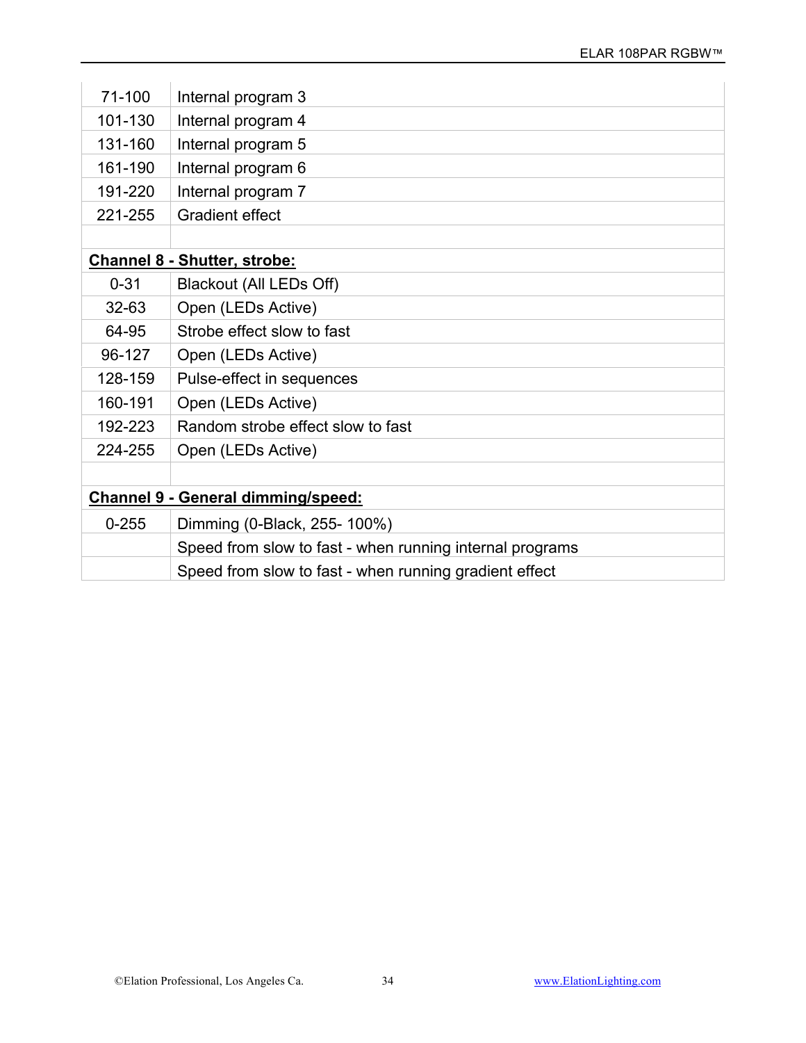| | |
|---|---|
| 71-100 | Internal program 3 |
| 101-130 | Internal program 4 |
| 131-160 | Internal program 5 |
| 161-190 | Internal program 6 |
| 191-220 | Internal program 7 |
| 221-255 | Gradient effect |
| | |
| **Channel 8 - Shutter, strobe:** | |
| 0-31 | Blackout (All LEDs Off) |
| 32-63 | Open (LEDs Active) |
| 64-95 | Strobe effect slow to fast |
| 96-127 | Open (LEDs Active) |
| 128-159 | Pulse-effect in sequences |
| 160-191 | Open (LEDs Active) |
| 192-223 | Random strobe effect slow to fast |
| 224-255 | Open (LEDs Active) |
| | |
| **Channel 9 - General dimming/speed:** | |
| 0-255 | Dimming (0-Black, 255- 100%) |
| | Speed from slow to fast - when running internal programs |
| | Speed from slow to fast - when running gradient effect |